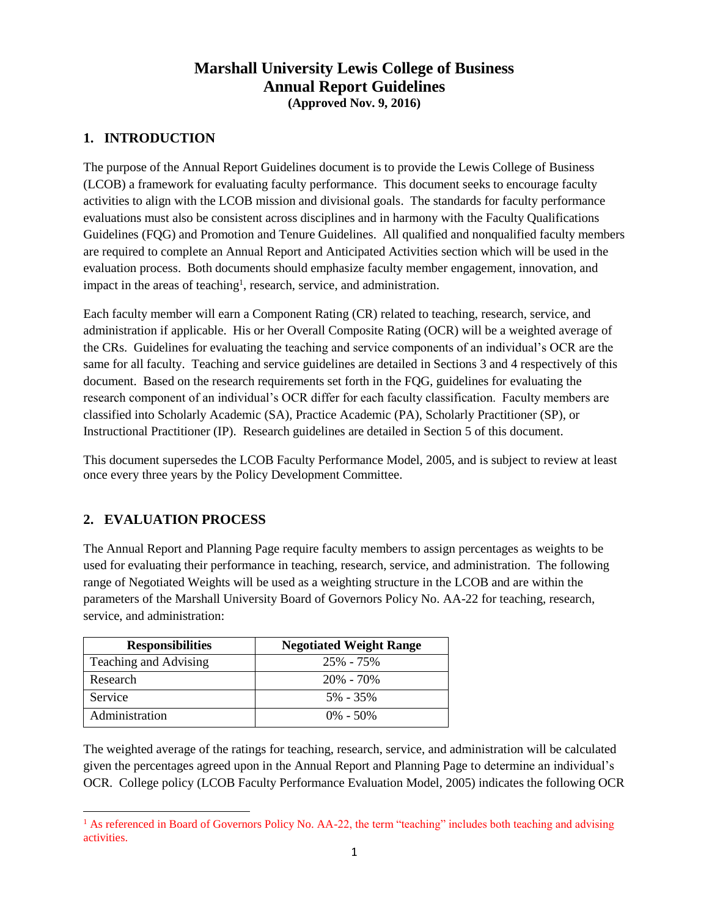# Marshall University Lewis College of Business
# Annual Report Guidelines
**(Approved Nov. 9, 2016)**

## 1. INTRODUCTION

The purpose of the Annual Report Guidelines document is to provide the Lewis College of Business (LCOB) a framework for evaluating faculty performance. This document seeks to encourage faculty activities to align with the LCOB mission and divisional goals. The standards for faculty performance evaluations must also be consistent across disciplines and in harmony with the Faculty Qualifications Guidelines (FQG) and Promotion and Tenure Guidelines. All qualified and nonqualified faculty members are required to complete an Annual Report and Anticipated Activities section which will be used in the evaluation process. Both documents should emphasize faculty member engagement, innovation, and impact in the areas of teaching[1], research, service, and administration.

Each faculty member will earn a Component Rating (CR) related to teaching, research, service, and administration if applicable. His or her Overall Composite Rating (OCR) will be a weighted average of the CRs. Guidelines for evaluating the teaching and service components of an individual's OCR are the same for all faculty. Teaching and service guidelines are detailed in Sections 3 and 4 respectively of this document. Based on the research requirements set forth in the FQG, guidelines for evaluating the research component of an individual's OCR differ for each faculty classification. Faculty members are classified into Scholarly Academic (SA), Practice Academic (PA), Scholarly Practitioner (SP), or Instructional Practitioner (IP). Research guidelines are detailed in Section 5 of this document.

This document supersedes the LCOB Faculty Performance Model, 2005, and is subject to review at least once every three years by the Policy Development Committee.

## 2. EVALUATION PROCESS

The Annual Report and Planning Page require faculty members to assign percentages as weights to be used for evaluating their performance in teaching, research, service, and administration. The following range of Negotiated Weights will be used as a weighting structure in the LCOB and are within the parameters of the Marshall University Board of Governors Policy No. AA-22 for teaching, research, service, and administration:

| Responsibilities | Negotiated Weight Range |
|---|---|
| Teaching and Advising | 25% - 75% |
| Research | 20% - 70% |
| Service | 5% - 35% |
| Administration | 0% - 50% |

The weighted average of the ratings for teaching, research, service, and administration will be calculated given the percentages agreed upon in the Annual Report and Planning Page to determine an individual's OCR. College policy (LCOB Faculty Performance Evaluation Model, 2005) indicates the following OCR

[1] As referenced in Board of Governors Policy No. AA-22, the term "teaching" includes both teaching and advising activities.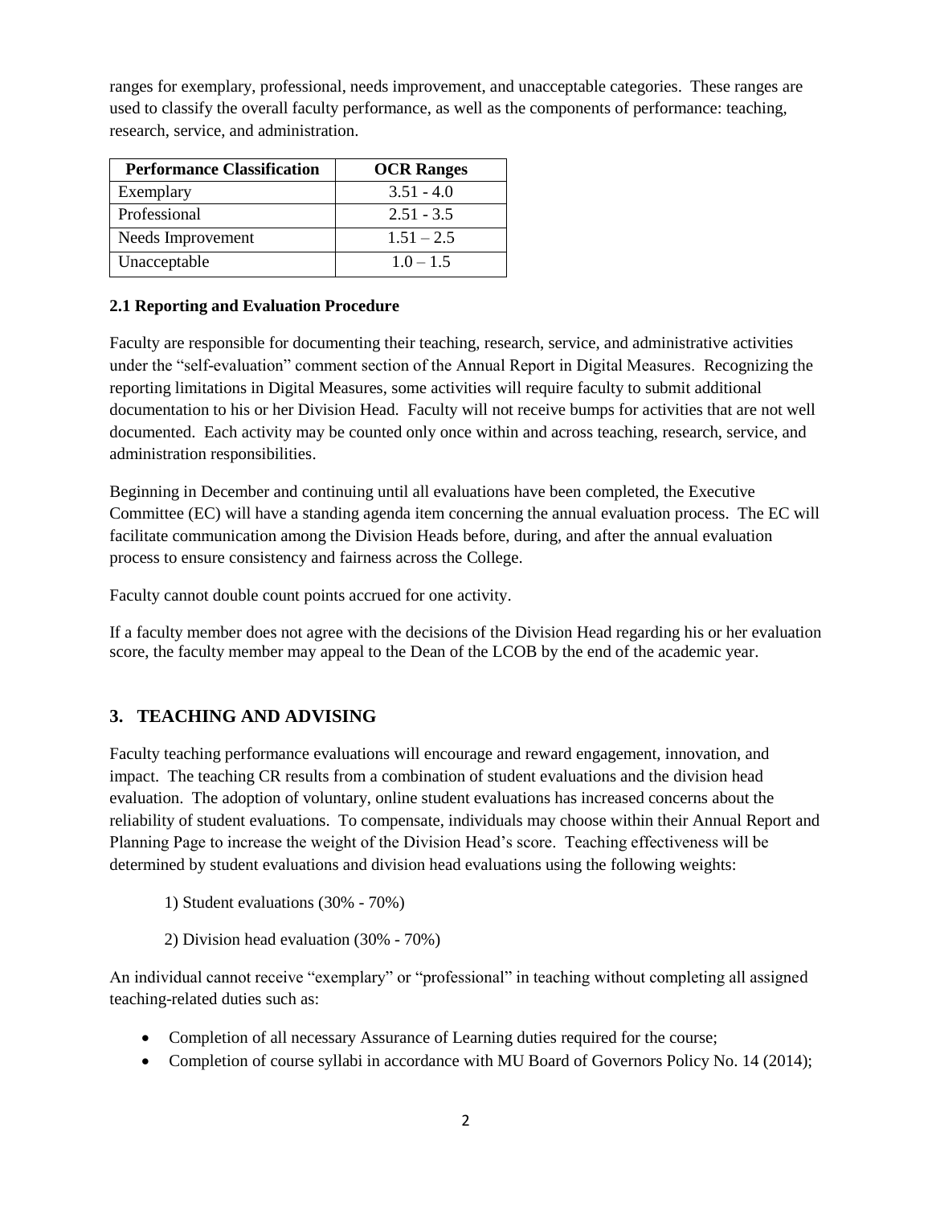ranges for exemplary, professional, needs improvement, and unacceptable categories. These ranges are used to classify the overall faculty performance, as well as the components of performance: teaching, research, service, and administration.

| Performance Classification | OCR Ranges |
|---|---|
| Exemplary | 3.51 - 4.0 |
| Professional | 2.51 - 3.5 |
| Needs Improvement | 1.51 – 2.5 |
| Unacceptable | 1.0 – 1.5 |

**2.1 Reporting and Evaluation Procedure**

Faculty are responsible for documenting their teaching, research, service, and administrative activities under the "self-evaluation" comment section of the Annual Report in Digital Measures. Recognizing the reporting limitations in Digital Measures, some activities will require faculty to submit additional documentation to his or her Division Head. Faculty will not receive bumps for activities that are not well documented. Each activity may be counted only once within and across teaching, research, service, and administration responsibilities.

Beginning in December and continuing until all evaluations have been completed, the Executive Committee (EC) will have a standing agenda item concerning the annual evaluation process. The EC will facilitate communication among the Division Heads before, during, and after the annual evaluation process to ensure consistency and fairness across the College.

Faculty cannot double count points accrued for one activity.

If a faculty member does not agree with the decisions of the Division Head regarding his or her evaluation score, the faculty member may appeal to the Dean of the LCOB by the end of the academic year.

## 3. TEACHING AND ADVISING

Faculty teaching performance evaluations will encourage and reward engagement, innovation, and impact. The teaching CR results from a combination of student evaluations and the division head evaluation. The adoption of voluntary, online student evaluations has increased concerns about the reliability of student evaluations. To compensate, individuals may choose within their Annual Report and Planning Page to increase the weight of the Division Head's score. Teaching effectiveness will be determined by student evaluations and division head evaluations using the following weights:

1) Student evaluations (30% - 70%)

2) Division head evaluation (30% - 70%)

An individual cannot receive "exemplary" or "professional" in teaching without completing all assigned teaching-related duties such as:

- Completion of all necessary Assurance of Learning duties required for the course;
- Completion of course syllabi in accordance with MU Board of Governors Policy No. 14 (2014);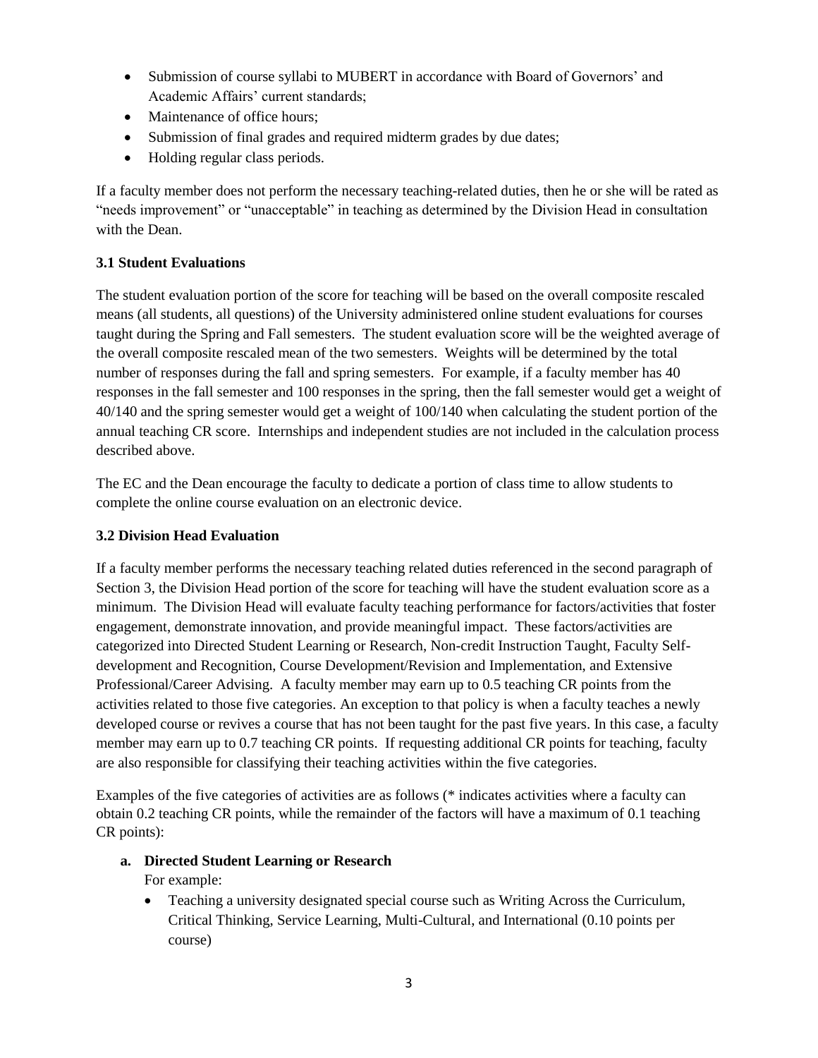- Submission of course syllabi to MUBERT in accordance with Board of Governors' and Academic Affairs' current standards;
- Maintenance of office hours;
- Submission of final grades and required midterm grades by due dates;
- Holding regular class periods.

If a faculty member does not perform the necessary teaching-related duties, then he or she will be rated as "needs improvement" or "unacceptable" in teaching as determined by the Division Head in consultation with the Dean.

### 3.1 Student Evaluations

The student evaluation portion of the score for teaching will be based on the overall composite rescaled means (all students, all questions) of the University administered online student evaluations for courses taught during the Spring and Fall semesters. The student evaluation score will be the weighted average of the overall composite rescaled mean of the two semesters. Weights will be determined by the total number of responses during the fall and spring semesters. For example, if a faculty member has 40 responses in the fall semester and 100 responses in the spring, then the fall semester would get a weight of 40/140 and the spring semester would get a weight of 100/140 when calculating the student portion of the annual teaching CR score. Internships and independent studies are not included in the calculation process described above.

The EC and the Dean encourage the faculty to dedicate a portion of class time to allow students to complete the online course evaluation on an electronic device.

### 3.2 Division Head Evaluation

If a faculty member performs the necessary teaching related duties referenced in the second paragraph of Section 3, the Division Head portion of the score for teaching will have the student evaluation score as a minimum. The Division Head will evaluate faculty teaching performance for factors/activities that foster engagement, demonstrate innovation, and provide meaningful impact. These factors/activities are categorized into Directed Student Learning or Research, Non-credit Instruction Taught, Faculty Self-development and Recognition, Course Development/Revision and Implementation, and Extensive Professional/Career Advising. A faculty member may earn up to 0.5 teaching CR points from the activities related to those five categories. An exception to that policy is when a faculty teaches a newly developed course or revives a course that has not been taught for the past five years. In this case, a faculty member may earn up to 0.7 teaching CR points. If requesting additional CR points for teaching, faculty are also responsible for classifying their teaching activities within the five categories.

Examples of the five categories of activities are as follows (* indicates activities where a faculty can obtain 0.2 teaching CR points, while the remainder of the factors will have a maximum of 0.1 teaching CR points):

**a. Directed Student Learning or Research**

For example:

- Teaching a university designated special course such as Writing Across the Curriculum, Critical Thinking, Service Learning, Multi-Cultural, and International (0.10 points per course)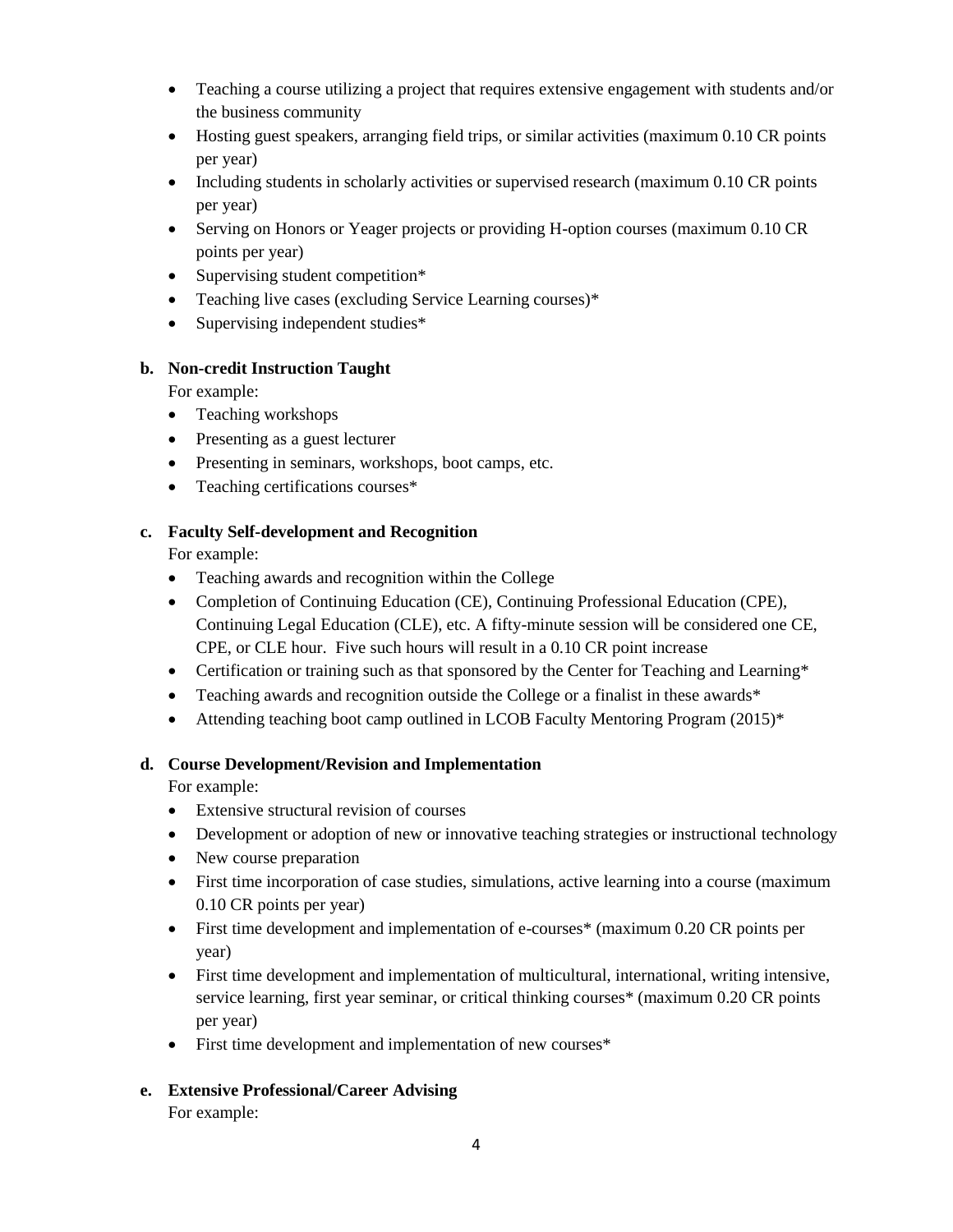- Teaching a course utilizing a project that requires extensive engagement with students and/or the business community
- Hosting guest speakers, arranging field trips, or similar activities (maximum 0.10 CR points per year)
- Including students in scholarly activities or supervised research (maximum 0.10 CR points per year)
- Serving on Honors or Yeager projects or providing H-option courses (maximum 0.10 CR points per year)
- Supervising student competition*
- Teaching live cases (excluding Service Learning courses)*
- Supervising independent studies*

**b. Non-credit Instruction Taught**

For example:

- Teaching workshops
- Presenting as a guest lecturer
- Presenting in seminars, workshops, boot camps, etc.
- Teaching certifications courses*

**c. Faculty Self-development and Recognition**

For example:

- Teaching awards and recognition within the College
- Completion of Continuing Education (CE), Continuing Professional Education (CPE), Continuing Legal Education (CLE), etc. A fifty-minute session will be considered one CE, CPE, or CLE hour. Five such hours will result in a 0.10 CR point increase
- Certification or training such as that sponsored by the Center for Teaching and Learning*
- Teaching awards and recognition outside the College or a finalist in these awards*
- Attending teaching boot camp outlined in LCOB Faculty Mentoring Program (2015)*

**d. Course Development/Revision and Implementation**

For example:

- Extensive structural revision of courses
- Development or adoption of new or innovative teaching strategies or instructional technology
- New course preparation
- First time incorporation of case studies, simulations, active learning into a course (maximum 0.10 CR points per year)
- First time development and implementation of e-courses* (maximum 0.20 CR points per year)
- First time development and implementation of multicultural, international, writing intensive, service learning, first year seminar, or critical thinking courses* (maximum 0.20 CR points per year)
- First time development and implementation of new courses*

**e. Extensive Professional/Career Advising**

For example: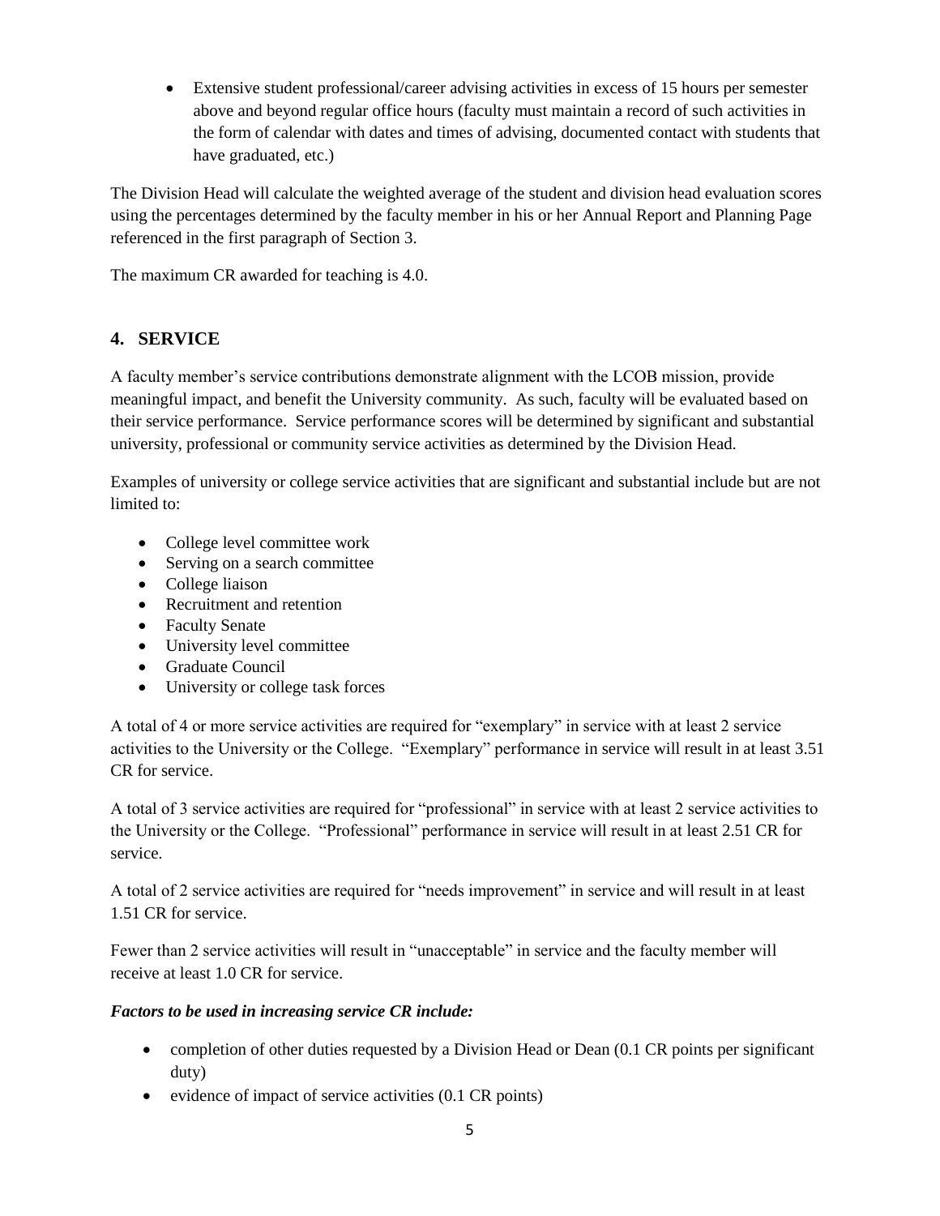- Extensive student professional/career advising activities in excess of 15 hours per semester above and beyond regular office hours (faculty must maintain a record of such activities in the form of calendar with dates and times of advising, documented contact with students that have graduated, etc.)

The Division Head will calculate the weighted average of the student and division head evaluation scores using the percentages determined by the faculty member in his or her Annual Report and Planning Page referenced in the first paragraph of Section 3.

The maximum CR awarded for teaching is 4.0.

## 4. SERVICE

A faculty member's service contributions demonstrate alignment with the LCOB mission, provide meaningful impact, and benefit the University community. As such, faculty will be evaluated based on their service performance. Service performance scores will be determined by significant and substantial university, professional or community service activities as determined by the Division Head.

Examples of university or college service activities that are significant and substantial include but are not limited to:

- College level committee work
- Serving on a search committee
- College liaison
- Recruitment and retention
- Faculty Senate
- University level committee
- Graduate Council
- University or college task forces

A total of 4 or more service activities are required for "exemplary" in service with at least 2 service activities to the University or the College. "Exemplary" performance in service will result in at least 3.51 CR for service.

A total of 3 service activities are required for "professional" in service with at least 2 service activities to the University or the College. "Professional" performance in service will result in at least 2.51 CR for service.

A total of 2 service activities are required for "needs improvement" in service and will result in at least 1.51 CR for service.

Fewer than 2 service activities will result in "unacceptable" in service and the faculty member will receive at least 1.0 CR for service.

***Factors to be used in increasing service CR include:***

- completion of other duties requested by a Division Head or Dean (0.1 CR points per significant duty)
- evidence of impact of service activities (0.1 CR points)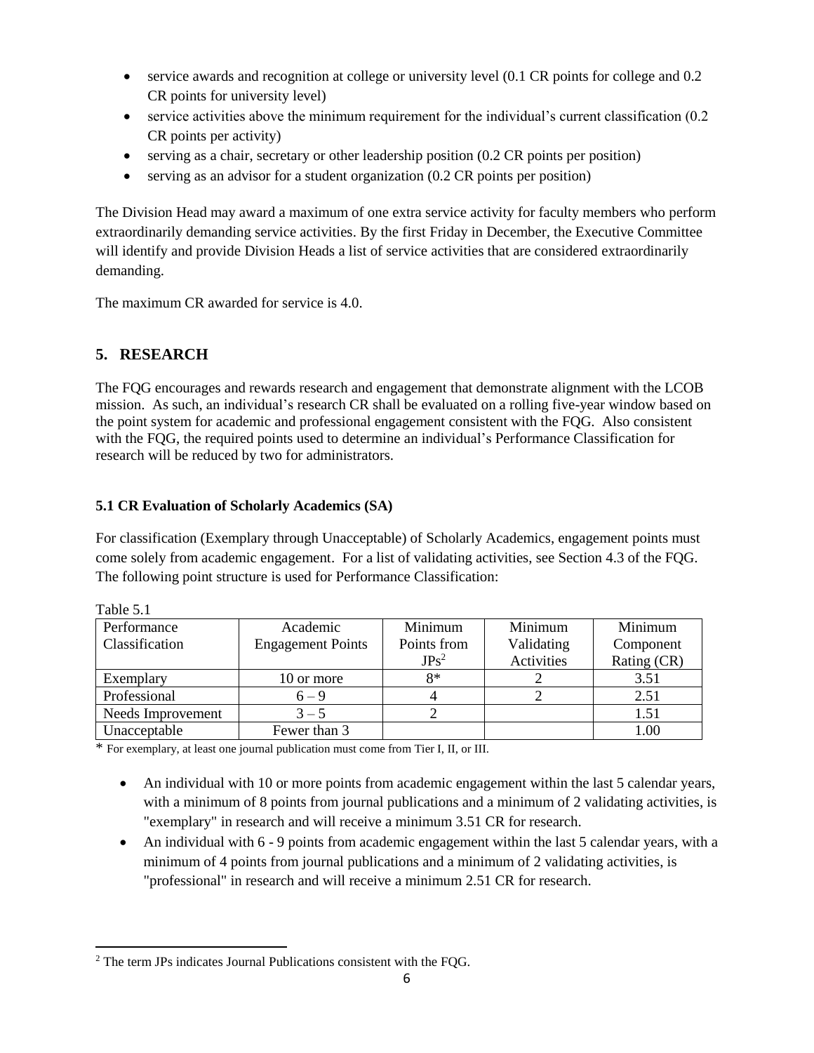- service awards and recognition at college or university level (0.1 CR points for college and 0.2 CR points for university level)
- service activities above the minimum requirement for the individual's current classification (0.2 CR points per activity)
- serving as a chair, secretary or other leadership position (0.2 CR points per position)
- serving as an advisor for a student organization (0.2 CR points per position)

The Division Head may award a maximum of one extra service activity for faculty members who perform extraordinarily demanding service activities. By the first Friday in December, the Executive Committee will identify and provide Division Heads a list of service activities that are considered extraordinarily demanding.

The maximum CR awarded for service is 4.0.

## 5. RESEARCH

The FQG encourages and rewards research and engagement that demonstrate alignment with the LCOB mission. As such, an individual's research CR shall be evaluated on a rolling five-year window based on the point system for academic and professional engagement consistent with the FQG. Also consistent with the FQG, the required points used to determine an individual's Performance Classification for research will be reduced by two for administrators.

### 5.1 CR Evaluation of Scholarly Academics (SA)

For classification (Exemplary through Unacceptable) of Scholarly Academics, engagement points must come solely from academic engagement. For a list of validating activities, see Section 4.3 of the FQG. The following point structure is used for Performance Classification:

Table 5.1

| Performance Classification | Academic Engagement Points | Minimum Points from JPs[2] | Minimum Validating Activities | Minimum Component Rating (CR) |
|---|---|---|---|---|
| Exemplary | 10 or more | 8* | 2 | 3.51 |
| Professional | 6 – 9 | 4 | 2 | 2.51 |
| Needs Improvement | 3 – 5 | 2 | | 1.51 |
| Unacceptable | Fewer than 3 | | | 1.00 |

\* For exemplary, at least one journal publication must come from Tier I, II, or III.

- An individual with 10 or more points from academic engagement within the last 5 calendar years, with a minimum of 8 points from journal publications and a minimum of 2 validating activities, is "exemplary" in research and will receive a minimum 3.51 CR for research.
- An individual with 6 - 9 points from academic engagement within the last 5 calendar years, with a minimum of 4 points from journal publications and a minimum of 2 validating activities, is "professional" in research and will receive a minimum 2.51 CR for research.

[2] The term JPs indicates Journal Publications consistent with the FQG.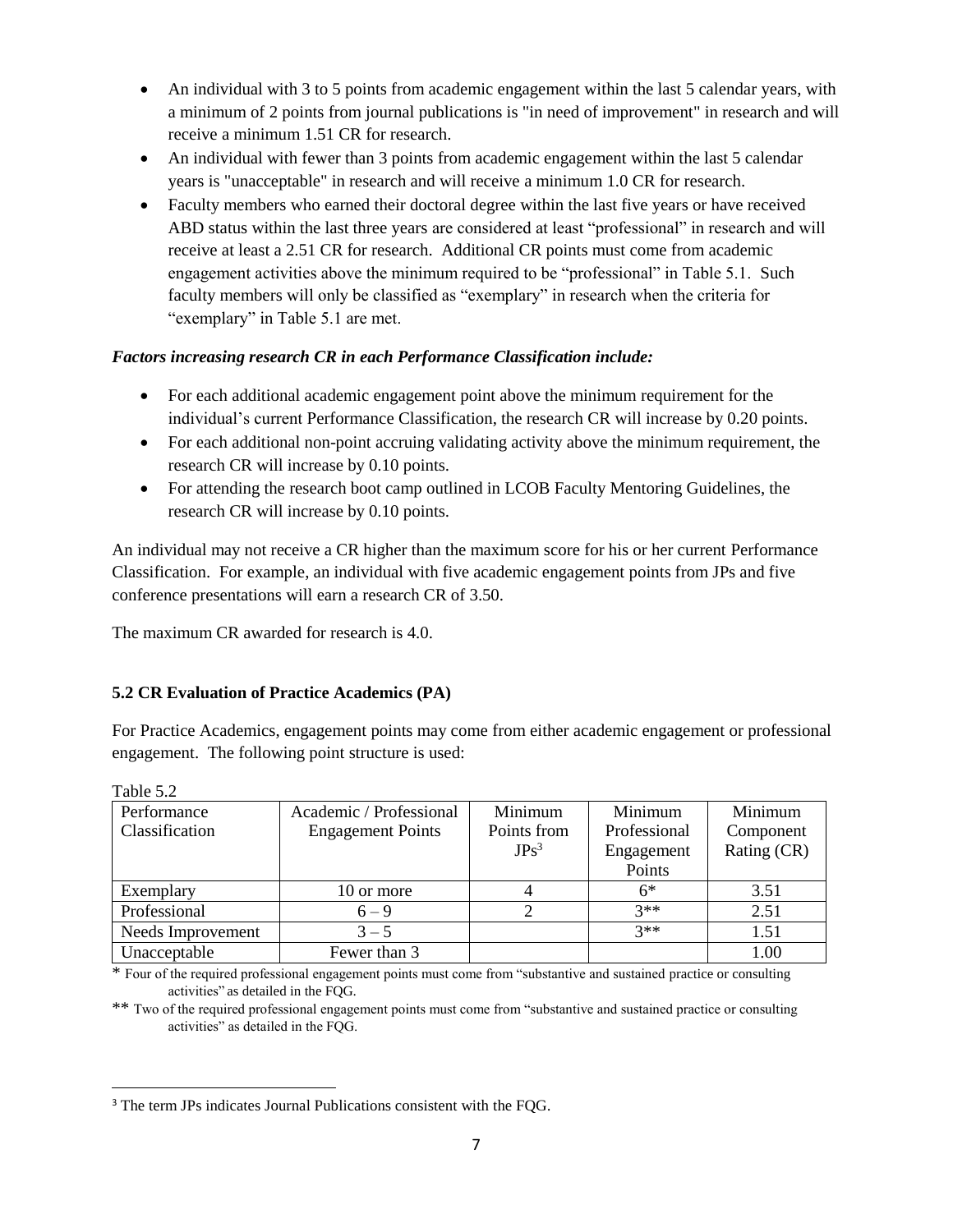- An individual with 3 to 5 points from academic engagement within the last 5 calendar years, with a minimum of 2 points from journal publications is "in need of improvement" in research and will receive a minimum 1.51 CR for research.
- An individual with fewer than 3 points from academic engagement within the last 5 calendar years is "unacceptable" in research and will receive a minimum 1.0 CR for research.
- Faculty members who earned their doctoral degree within the last five years or have received ABD status within the last three years are considered at least "professional" in research and will receive at least a 2.51 CR for research. Additional CR points must come from academic engagement activities above the minimum required to be "professional" in Table 5.1. Such faculty members will only be classified as "exemplary" in research when the criteria for "exemplary" in Table 5.1 are met.

***Factors increasing research CR in each Performance Classification include:***

- For each additional academic engagement point above the minimum requirement for the individual's current Performance Classification, the research CR will increase by 0.20 points.
- For each additional non-point accruing validating activity above the minimum requirement, the research CR will increase by 0.10 points.
- For attending the research boot camp outlined in LCOB Faculty Mentoring Guidelines, the research CR will increase by 0.10 points.

An individual may not receive a CR higher than the maximum score for his or her current Performance Classification. For example, an individual with five academic engagement points from JPs and five conference presentations will earn a research CR of 3.50.

The maximum CR awarded for research is 4.0.

### 5.2 CR Evaluation of Practice Academics (PA)

For Practice Academics, engagement points may come from either academic engagement or professional engagement. The following point structure is used:

Table 5.2

| Performance Classification | Academic / Professional Engagement Points | Minimum Points from JPs[3] | Minimum Professional Engagement Points | Minimum Component Rating (CR) |
|---|---|---|---|---|
| Exemplary | 10 or more | 4 | 6* | 3.51 |
| Professional | 6 – 9 | 2 | 3** | 2.51 |
| Needs Improvement | 3 – 5 | | 3** | 1.51 |
| Unacceptable | Fewer than 3 | | | 1.00 |

\* Four of the required professional engagement points must come from "substantive and sustained practice or consulting activities" as detailed in the FQG.

\*\* Two of the required professional engagement points must come from "substantive and sustained practice or consulting activities" as detailed in the FQG.

[3] The term JPs indicates Journal Publications consistent with the FQG.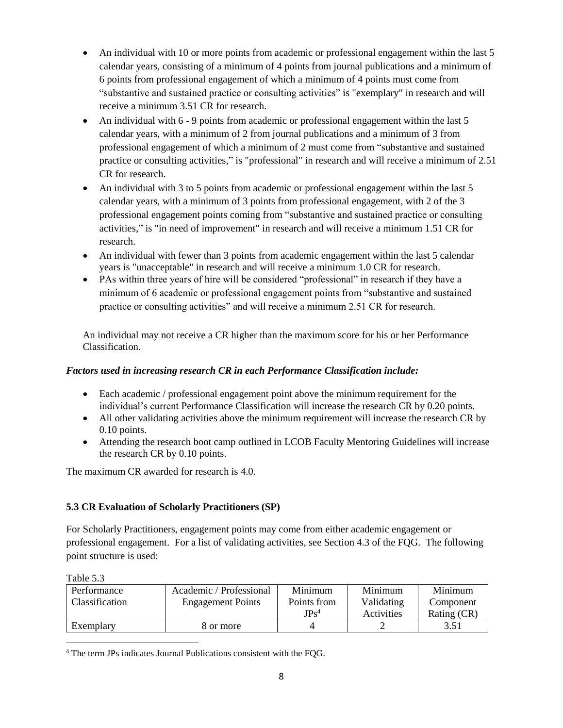- An individual with 10 or more points from academic or professional engagement within the last 5 calendar years, consisting of a minimum of 4 points from journal publications and a minimum of 6 points from professional engagement of which a minimum of 4 points must come from "substantive and sustained practice or consulting activities" is "exemplary" in research and will receive a minimum 3.51 CR for research.
- An individual with 6 - 9 points from academic or professional engagement within the last 5 calendar years, with a minimum of 2 from journal publications and a minimum of 3 from professional engagement of which a minimum of 2 must come from "substantive and sustained practice or consulting activities," is "professional" in research and will receive a minimum of 2.51 CR for research.
- An individual with 3 to 5 points from academic or professional engagement within the last 5 calendar years, with a minimum of 3 points from professional engagement, with 2 of the 3 professional engagement points coming from "substantive and sustained practice or consulting activities," is "in need of improvement" in research and will receive a minimum 1.51 CR for research.
- An individual with fewer than 3 points from academic engagement within the last 5 calendar years is "unacceptable" in research and will receive a minimum 1.0 CR for research.
- PAs within three years of hire will be considered "professional" in research if they have a minimum of 6 academic or professional engagement points from "substantive and sustained practice or consulting activities" and will receive a minimum 2.51 CR for research.

An individual may not receive a CR higher than the maximum score for his or her Performance Classification.

***Factors used in increasing research CR in each Performance Classification include:***

- Each academic / professional engagement point above the minimum requirement for the individual's current Performance Classification will increase the research CR by 0.20 points.
- All other validating activities above the minimum requirement will increase the research CR by 0.10 points.
- Attending the research boot camp outlined in LCOB Faculty Mentoring Guidelines will increase the research CR by 0.10 points.

The maximum CR awarded for research is 4.0.

### 5.3 CR Evaluation of Scholarly Practitioners (SP)

For Scholarly Practitioners, engagement points may come from either academic engagement or professional engagement. For a list of validating activities, see Section 4.3 of the FQG. The following point structure is used:

Table 5.3

| Performance Classification | Academic / Professional Engagement Points | Minimum Points from JPs[4] | Minimum Validating Activities | Minimum Component Rating (CR) |
|---|---|---|---|---|
| Exemplary | 8 or more | 4 | 2 | 3.51 |

[4] The term JPs indicates Journal Publications consistent with the FQG.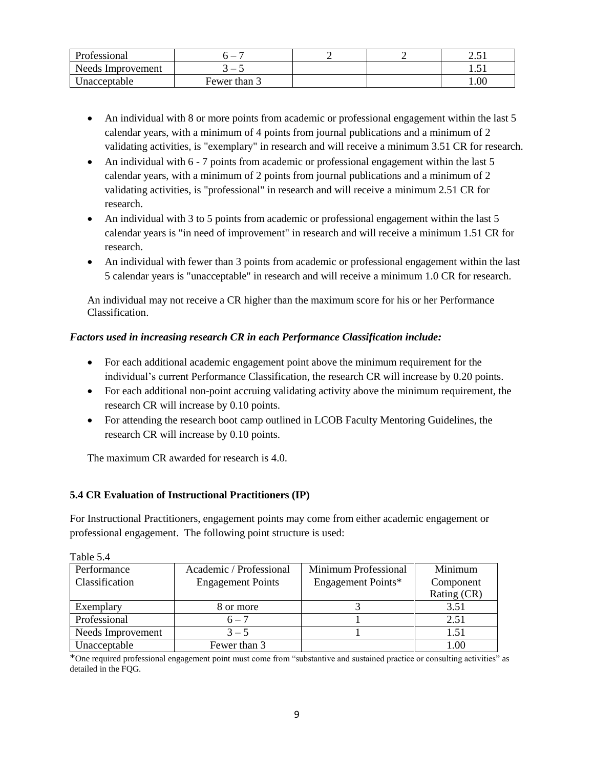| Professional | 6 – 7 | 2 | 2 | 2.51 |
|---|---|---|---|---|
| Needs Improvement | 3 – 5 | | | 1.51 |
| Unacceptable | Fewer than 3 | | | 1.00 |

- An individual with 8 or more points from academic or professional engagement within the last 5 calendar years, with a minimum of 4 points from journal publications and a minimum of 2 validating activities, is "exemplary" in research and will receive a minimum 3.51 CR for research.
- An individual with 6 - 7 points from academic or professional engagement within the last 5 calendar years, with a minimum of 2 points from journal publications and a minimum of 2 validating activities, is "professional" in research and will receive a minimum 2.51 CR for research.
- An individual with 3 to 5 points from academic or professional engagement within the last 5 calendar years is "in need of improvement" in research and will receive a minimum 1.51 CR for research.
- An individual with fewer than 3 points from academic or professional engagement within the last 5 calendar years is "unacceptable" in research and will receive a minimum 1.0 CR for research.

An individual may not receive a CR higher than the maximum score for his or her Performance Classification.

***Factors used in increasing research CR in each Performance Classification include:***

- For each additional academic engagement point above the minimum requirement for the individual's current Performance Classification, the research CR will increase by 0.20 points.
- For each additional non-point accruing validating activity above the minimum requirement, the research CR will increase by 0.10 points.
- For attending the research boot camp outlined in LCOB Faculty Mentoring Guidelines, the research CR will increase by 0.10 points.

The maximum CR awarded for research is 4.0.

### 5.4 CR Evaluation of Instructional Practitioners (IP)

For Instructional Practitioners, engagement points may come from either academic engagement or professional engagement. The following point structure is used:

Table 5.4

| Performance Classification | Academic / Professional Engagement Points | Minimum Professional Engagement Points* | Minimum Component Rating (CR) |
|---|---|---|---|
| Exemplary | 8 or more | 3 | 3.51 |
| Professional | 6 – 7 | 1 | 2.51 |
| Needs Improvement | 3 – 5 | 1 | 1.51 |
| Unacceptable | Fewer than 3 | | 1.00 |

*One required professional engagement point must come from "substantive and sustained practice or consulting activities" as detailed in the FQG.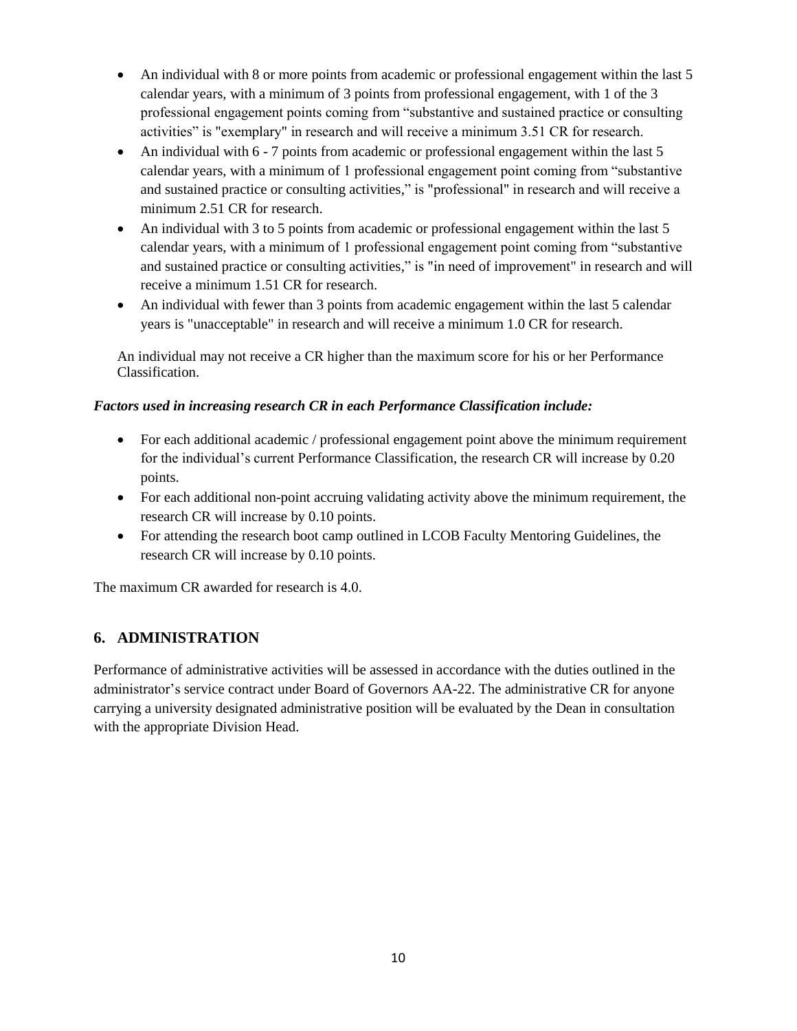- An individual with 8 or more points from academic or professional engagement within the last 5 calendar years, with a minimum of 3 points from professional engagement, with 1 of the 3 professional engagement points coming from "substantive and sustained practice or consulting activities" is "exemplary" in research and will receive a minimum 3.51 CR for research.
- An individual with 6 - 7 points from academic or professional engagement within the last 5 calendar years, with a minimum of 1 professional engagement point coming from "substantive and sustained practice or consulting activities," is "professional" in research and will receive a minimum 2.51 CR for research.
- An individual with 3 to 5 points from academic or professional engagement within the last 5 calendar years, with a minimum of 1 professional engagement point coming from "substantive and sustained practice or consulting activities," is "in need of improvement" in research and will receive a minimum 1.51 CR for research.
- An individual with fewer than 3 points from academic engagement within the last 5 calendar years is "unacceptable" in research and will receive a minimum 1.0 CR for research.

An individual may not receive a CR higher than the maximum score for his or her Performance Classification.

***Factors used in increasing research CR in each Performance Classification include:***

- For each additional academic / professional engagement point above the minimum requirement for the individual's current Performance Classification, the research CR will increase by 0.20 points.
- For each additional non-point accruing validating activity above the minimum requirement, the research CR will increase by 0.10 points.
- For attending the research boot camp outlined in LCOB Faculty Mentoring Guidelines, the research CR will increase by 0.10 points.

The maximum CR awarded for research is 4.0.

## 6. ADMINISTRATION

Performance of administrative activities will be assessed in accordance with the duties outlined in the administrator's service contract under Board of Governors AA-22. The administrative CR for anyone carrying a university designated administrative position will be evaluated by the Dean in consultation with the appropriate Division Head.